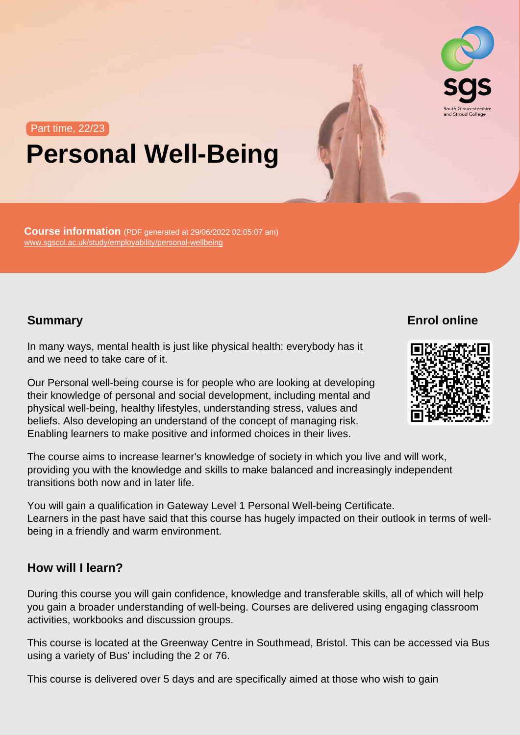Part time, 22/23

# Personal Well-Being

**Course information** (PDF generated at 29/06/2022 02:05:07 am)
www.sgscol.ac.uk/study/employability/personal-wellbeing

## Summary

In many ways, mental health is just like physical health: everybody has it and we need to take care of it.

Our Personal well-being course is for people who are looking at developing their knowledge of personal and social development, including mental and physical well-being, healthy lifestyles, understanding stress, values and beliefs. Also developing an understand of the concept of managing risk. Enabling learners to make positive and informed choices in their lives.

The course aims to increase learner's knowledge of society in which you live and will work, providing you with the knowledge and skills to make balanced and increasingly independent transitions both now and in later life.

You will gain a qualification in Gateway Level 1 Personal Well-being Certificate.
Learners in the past have said that this course has hugely impacted on their outlook in terms of well-being in a friendly and warm environment.

## Enrol online

## How will I learn?

During this course you will gain confidence, knowledge and transferable skills, all of which will help you gain a broader understanding of well-being. Courses are delivered using engaging classroom activities, workbooks and discussion groups.

This course is located at the Greenway Centre in Southmead, Bristol. This can be accessed via Bus using a variety of Bus' including the 2 or 76.

This course is delivered over 5 days and are specifically aimed at those who wish to gain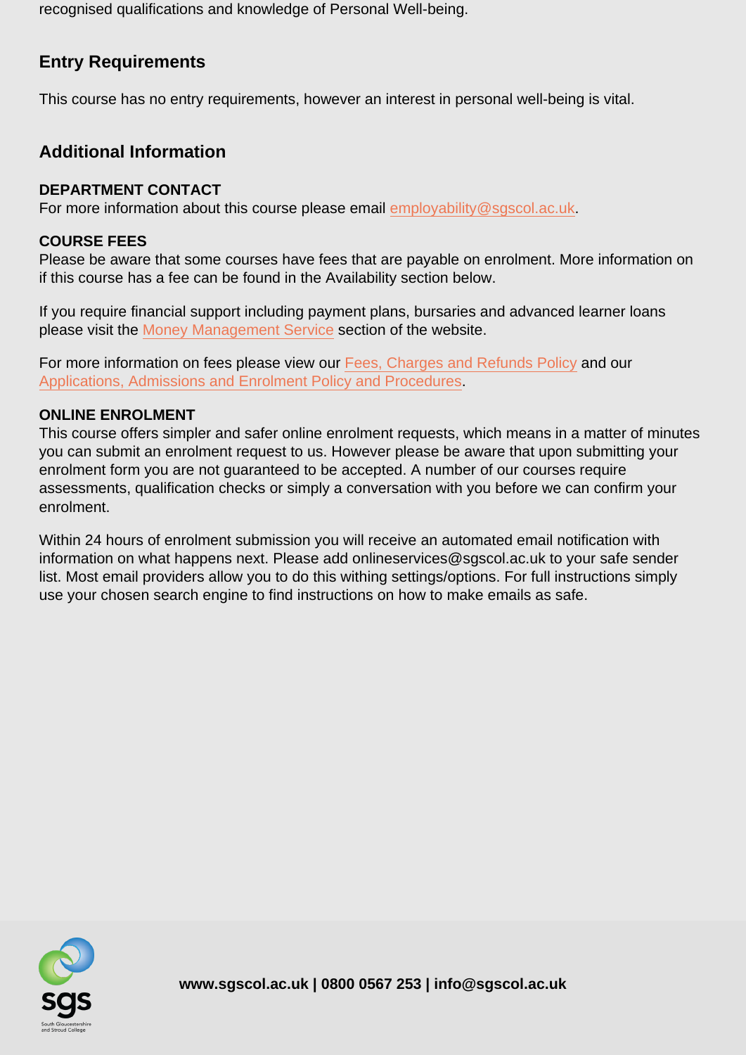recognised qualifications and knowledge of Personal Well-being.

## Entry Requirements

This course has no entry requirements, however an interest in personal well-being is vital.

## Additional Information

**DEPARTMENT CONTACT**
For more information about this course please email employability@sgscol.ac.uk.

**COURSE FEES**
Please be aware that some courses have fees that are payable on enrolment. More information on if this course has a fee can be found in the Availability section below.

If you require financial support including payment plans, bursaries and advanced learner loans please visit the Money Management Service section of the website.

For more information on fees please view our Fees, Charges and Refunds Policy and our Applications, Admissions and Enrolment Policy and Procedures.

**ONLINE ENROLMENT**
This course offers simpler and safer online enrolment requests, which means in a matter of minutes you can submit an enrolment request to us. However please be aware that upon submitting your enrolment form you are not guaranteed to be accepted. A number of our courses require assessments, qualification checks or simply a conversation with you before we can confirm your enrolment.

Within 24 hours of enrolment submission you will receive an automated email notification with information on what happens next. Please add onlineservices@sgscol.ac.uk to your safe sender list. Most email providers allow you to do this withing settings/options. For full instructions simply use your chosen search engine to find instructions on how to make emails as safe.

**www.sgscol.ac.uk | 0800 0567 253 | info@sgscol.ac.uk**